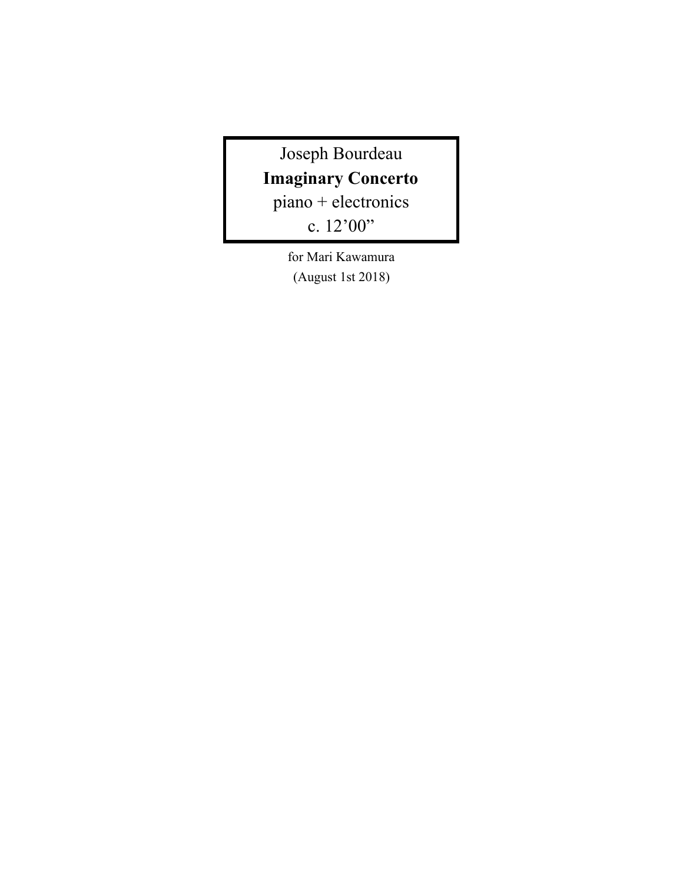Joseph Bourdeau

# Imaginary Concerto

piano + electronics

c. 12’00”

for Mari Kawamura

(August 1st 2018)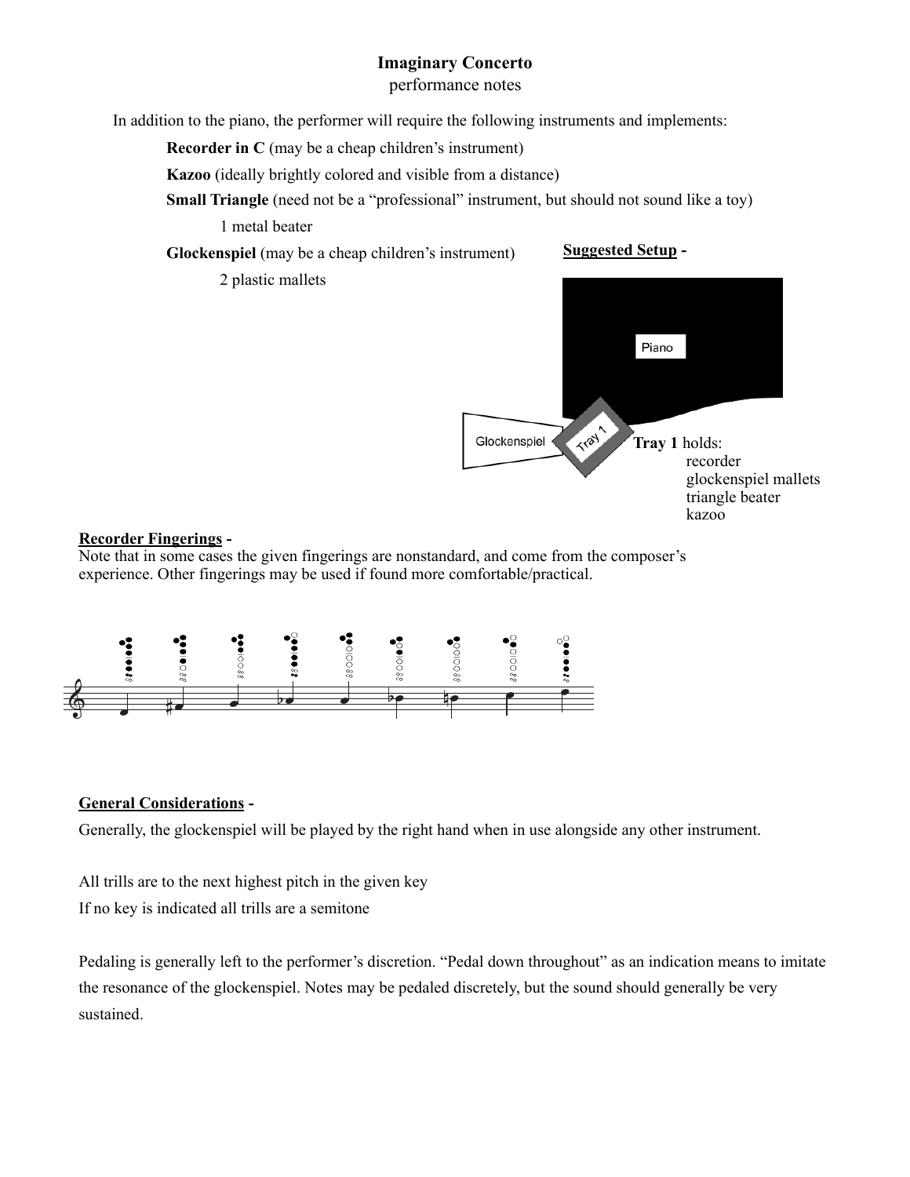**Imaginary Concerto**

performance notes

In addition to the piano, the performer will require the following instruments and implements:

**Recorder in C** (may be a cheap children's instrument)

**Kazoo** (ideally brightly colored and visible from a distance)

**Small Triangle** (need not be a "professional" instrument, but should not sound like a toy)

1 metal beater

**Glockenspiel** (may be a cheap children's instrument)

2 plastic mallets

**Suggested Setup** -

Piano

Glockenspiel

Tray 1

**Tray 1** holds:

recorder
glockenspiel mallets
triangle beater
kazoo

**Recorder Fingerings** -

Note that in some cases the given fingerings are nonstandard, and come from the composer's experience. Other fingerings may be used if found more comfortable/practical.

**General Considerations** -

Generally, the glockenspiel will be played by the right hand when in use alongside any other instrument.

All trills are to the next highest pitch in the given key

If no key is indicated all trills are a semitone

Pedaling is generally left to the performer's discretion. "Pedal down throughout" as an indication means to imitate the resonance of the glockenspiel. Notes may be pedaled discretely, but the sound should generally be very sustained.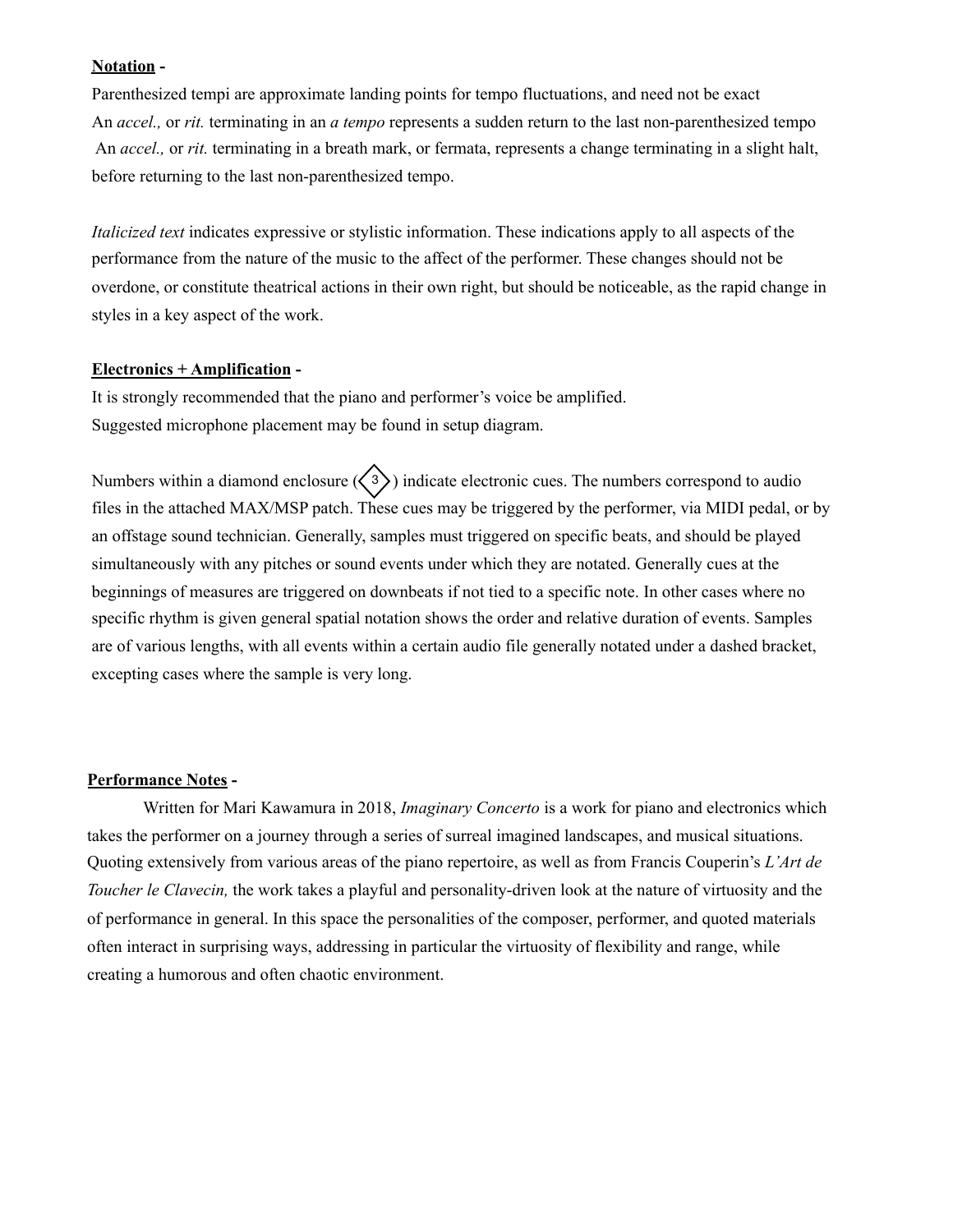**Notation -**

Parenthesized tempi are approximate landing points for tempo fluctuations, and need not be exact
An *accel.,* or *rit.* terminating in an *a tempo* represents a sudden return to the last non-parenthesized tempo
An *accel.,* or *rit.* terminating in a breath mark, or fermata, represents a change terminating in a slight halt, before returning to the last non-parenthesized tempo.

*Italicized text* indicates expressive or stylistic information. These indications apply to all aspects of the performance from the nature of the music to the affect of the performer. These changes should not be overdone, or constitute theatrical actions in their own right, but should be noticeable, as the rapid change in styles in a key aspect of the work.

**Electronics + Amplification -**

It is strongly recommended that the piano and performer's voice be amplified.
Suggested microphone placement may be found in setup diagram.

Numbers within a diamond enclosure (◇3) indicate electronic cues. The numbers correspond to audio files in the attached MAX/MSP patch. These cues may be triggered by the performer, via MIDI pedal, or by an offstage sound technician. Generally, samples must triggered on specific beats, and should be played simultaneously with any pitches or sound events under which they are notated. Generally cues at the beginnings of measures are triggered on downbeats if not tied to a specific note. In other cases where no specific rhythm is given general spatial notation shows the order and relative duration of events. Samples are of various lengths, with all events within a certain audio file generally notated under a dashed bracket, excepting cases where the sample is very long.

**Performance Notes -**

Written for Mari Kawamura in 2018, *Imaginary Concerto* is a work for piano and electronics which takes the performer on a journey through a series of surreal imagined landscapes, and musical situations. Quoting extensively from various areas of the piano repertoire, as well as from Francis Couperin's *L'Art de Toucher le Clavecin,* the work takes a playful and personality-driven look at the nature of virtuosity and the of performance in general. In this space the personalities of the composer, performer, and quoted materials often interact in surprising ways, addressing in particular the virtuosity of flexibility and range, while creating a humorous and often chaotic environment.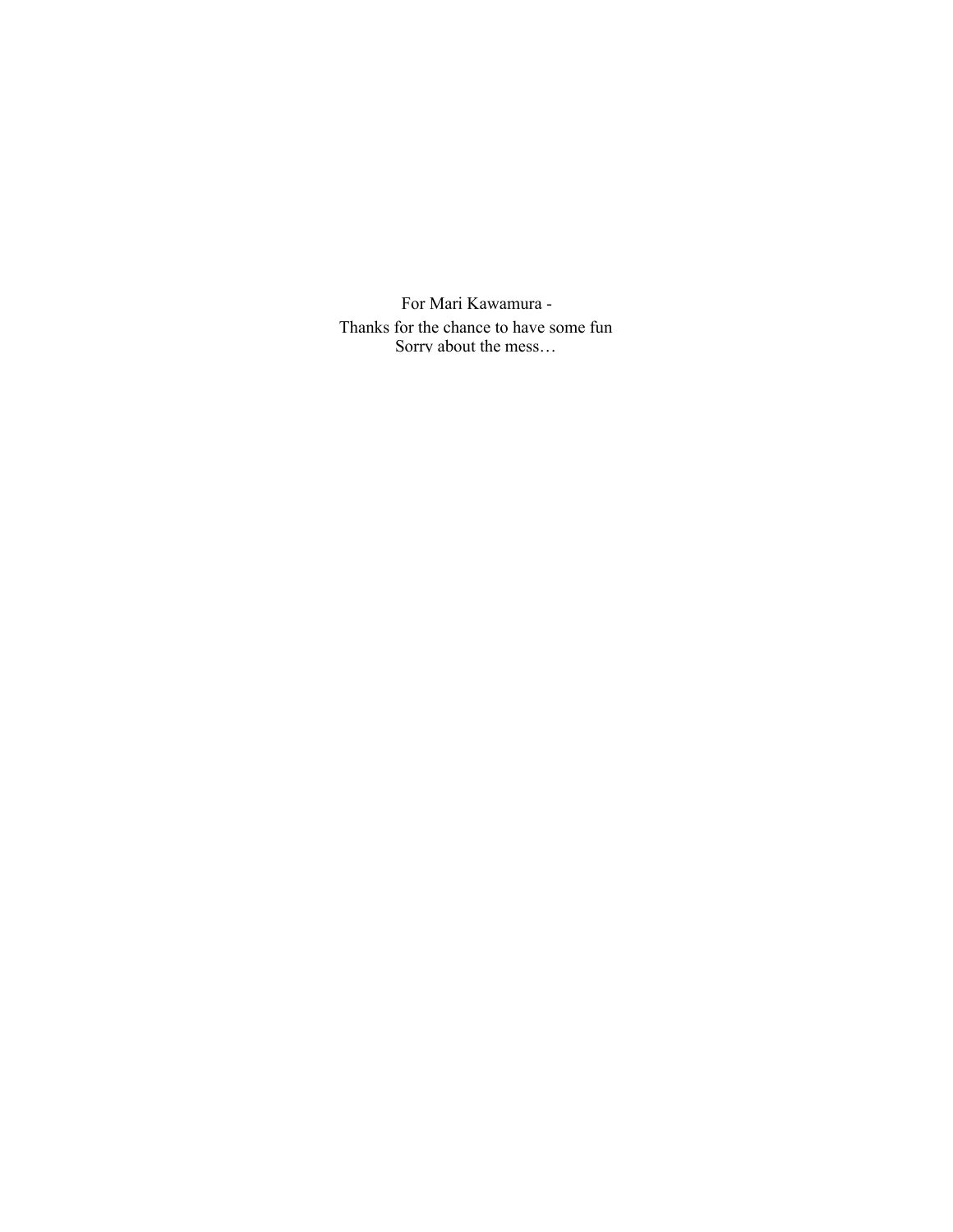For Mari Kawamura -

Thanks for the chance to have some fun
Sorry about the mess…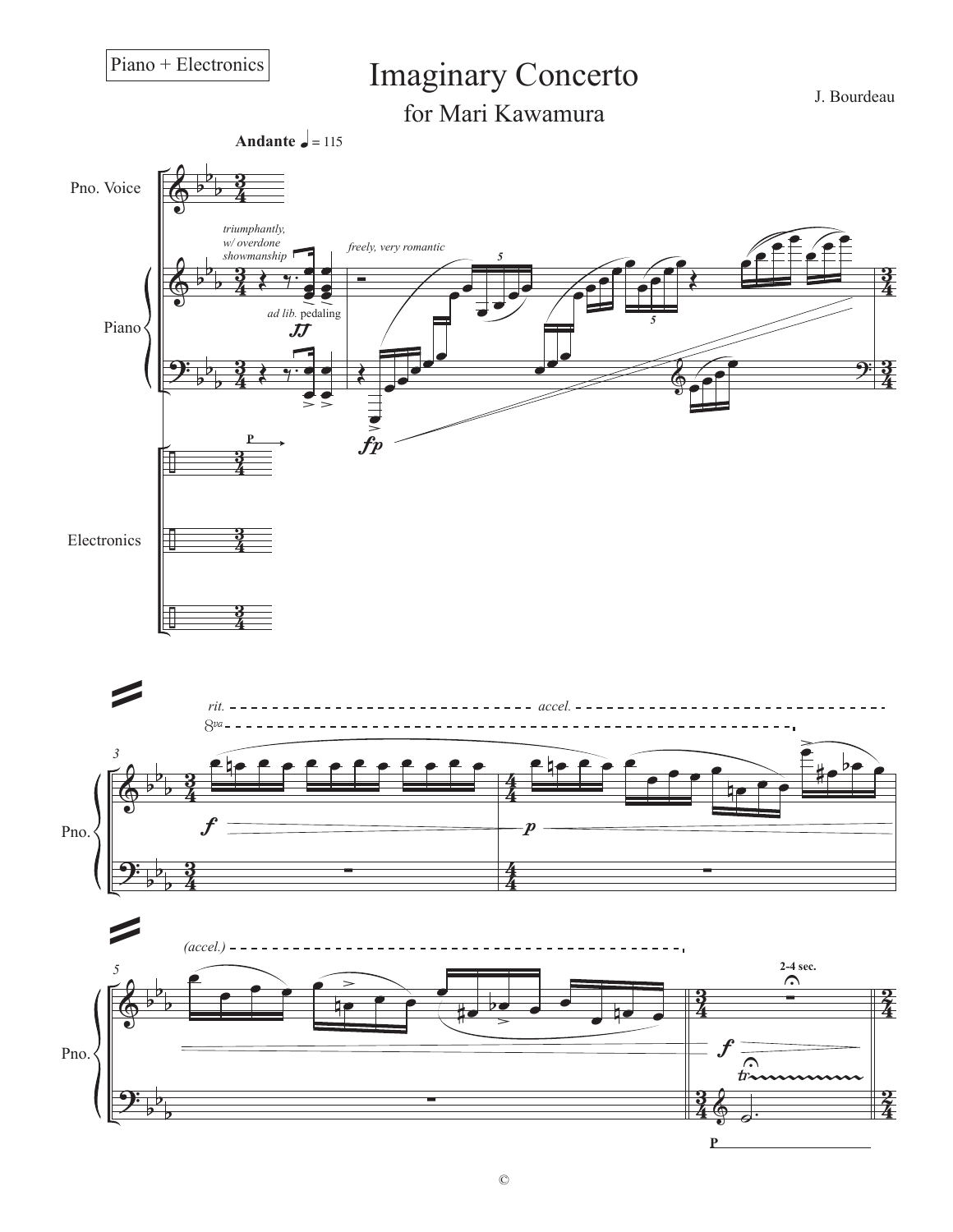Piano + Electronics

# Imaginary Concerto

## for Mari Kawamura

J. Bourdeau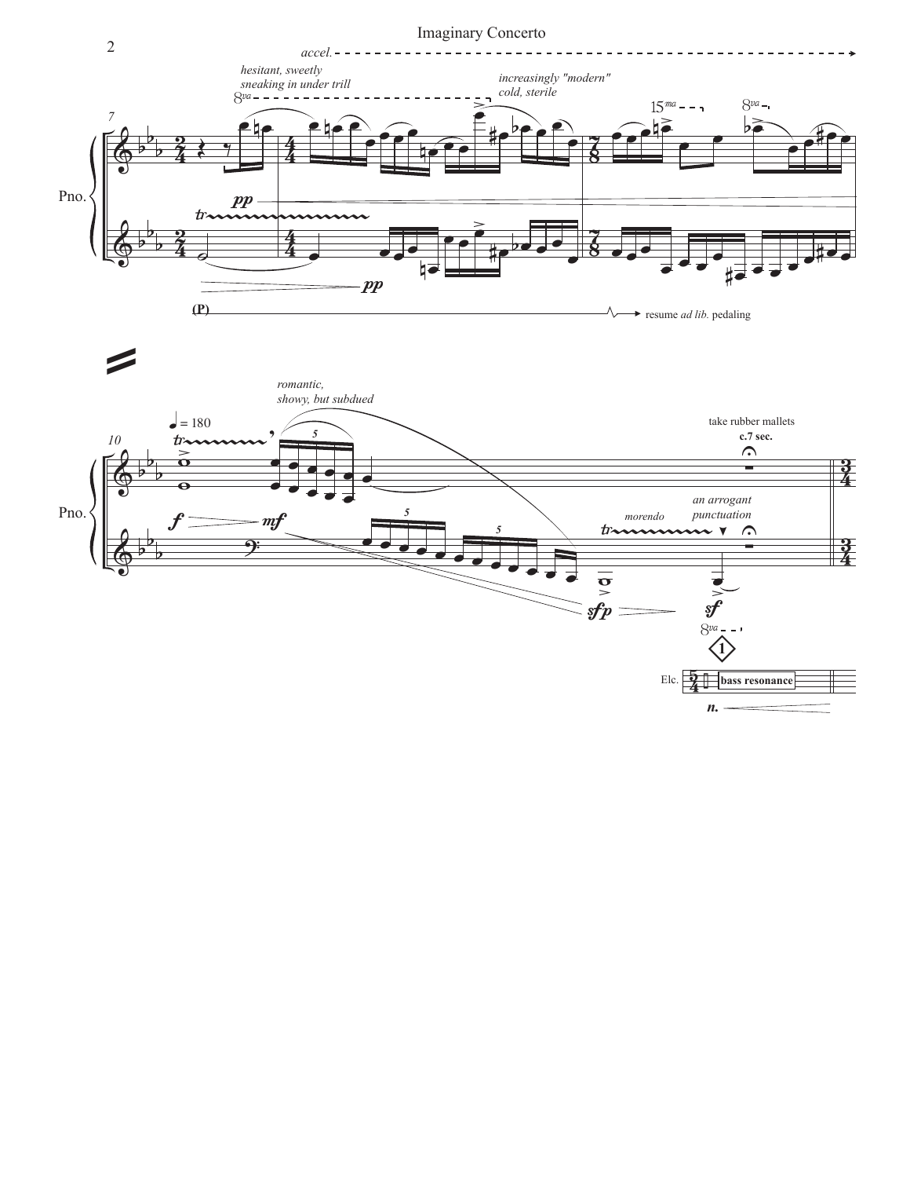*accel.*

*hesitant, sweetly sneaking in under trill*

*increasingly "modern" cold, sterile*

Pno.

**(P)**

resume *ad lib.* pedaling

♩ = 180

*romantic, showy, but subdued*

take rubber mallets

**c.7 sec.**

*morendo*

*an arrogant punctuation*

Elc.

**bass resonance**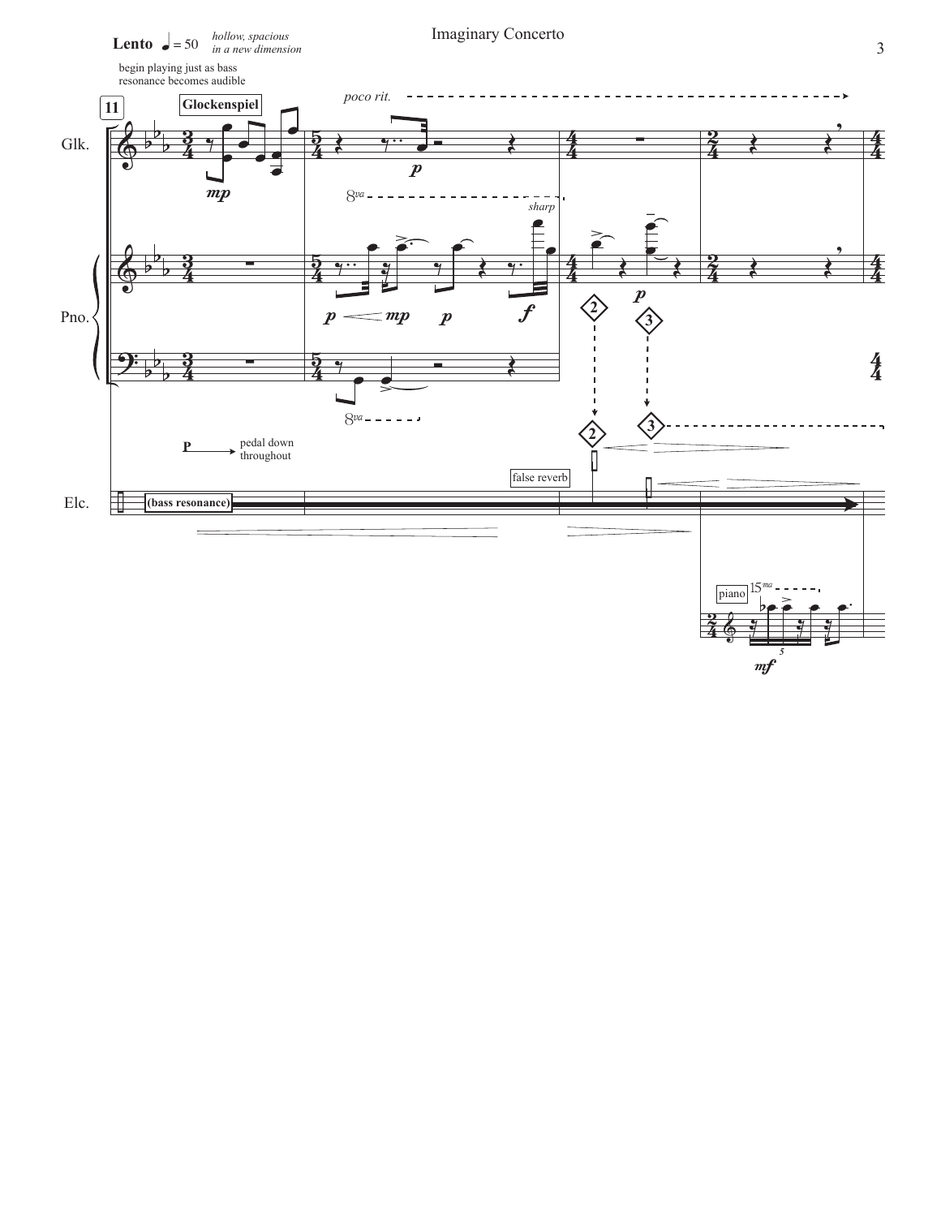**Lento** ♩ = 50 *hollow, spacious in a new dimension*

begin playing just as bass resonance becomes audible

**11**

Glockenspiel

*poco rit.*

Glk.

Pno.

*sharp*

P → pedal down throughout

false reverb

Elc.

(bass resonance)

piano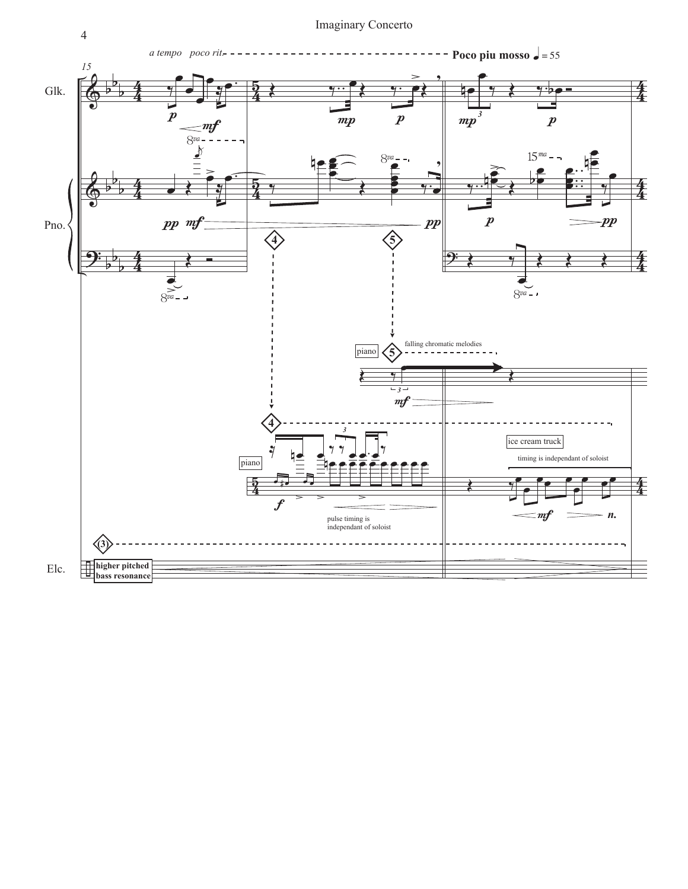*a tempo* *poco rit.* - - - - - - - - **Poco piu mosso** ♩ = 55

Glk.

Pno.

piano — 5 — falling chromatic melodies

piano — 4

pulse timing is independant of soloist

ice cream truck

timing is independant of soloist

(3)

Elc. — higher pitched bass resonance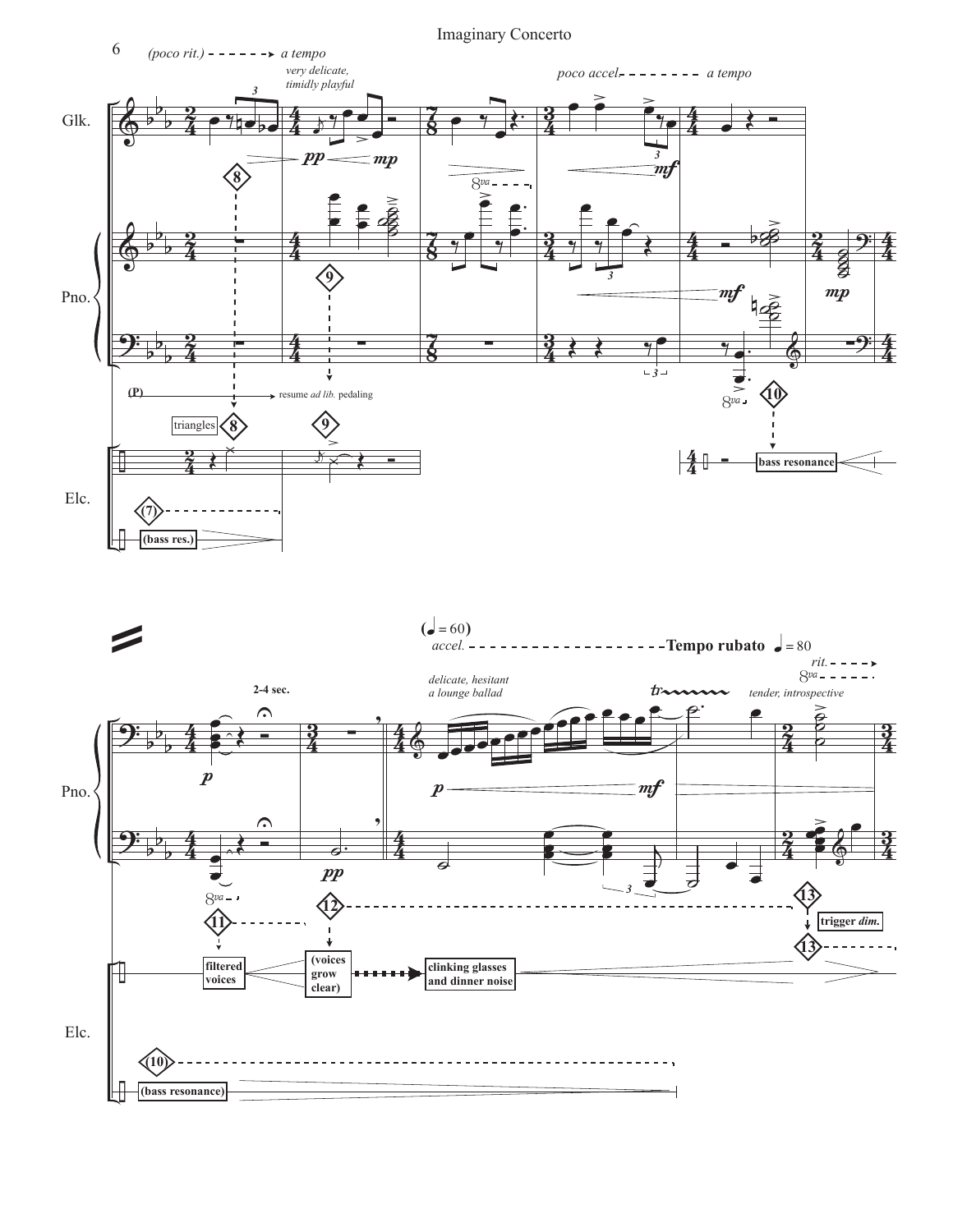(poco rit.) a tempo

very delicate, timidly playful

poco accel. a tempo

Glk.

pp mp mf

Pno.

mf mp

(P) resume *ad lib.* pedaling

triangles 8 9

Elc.

(7) (bass res.)

10 bass resonance

(♩ = 60)
accel. Tempo rubato ♩ = 80

rit.

2-4 sec.

delicate, hesitant
a lounge ballad

tender, introspective

Pno.

p pp p mf

11 12 13

filtered voices

(voices grow clear)

clinking glasses and dinner noise

trigger *dim.*

Elc.

(10) (bass resonance)